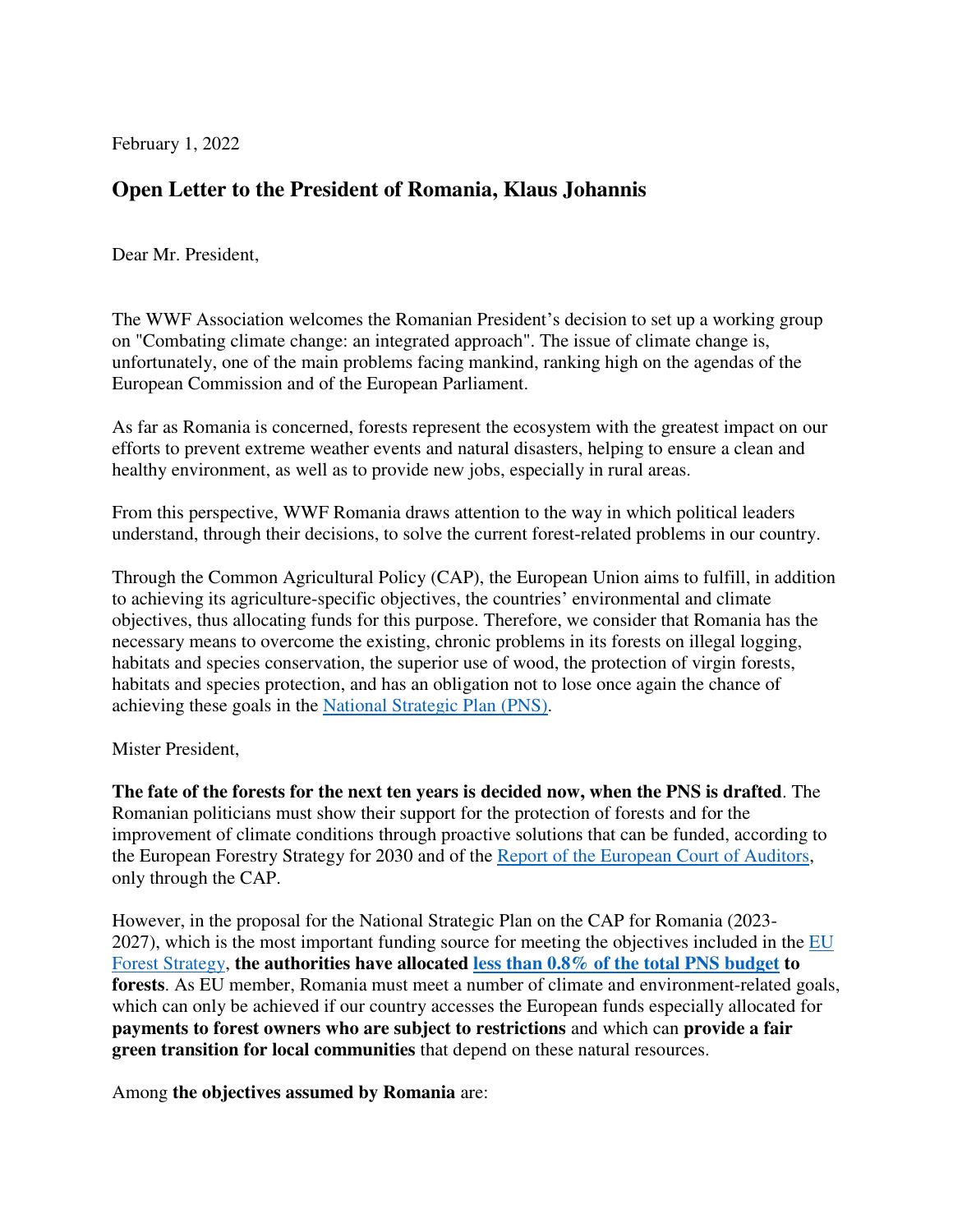February 1, 2022

## Open Letter to the President of Romania, Klaus Johannis

Dear Mr. President,

The WWF Association welcomes the Romanian President's decision to set up a working group on "Combating climate change: an integrated approach". The issue of climate change is, unfortunately, one of the main problems facing mankind, ranking high on the agendas of the European Commission and of the European Parliament.

As far as Romania is concerned, forests represent the ecosystem with the greatest impact on our efforts to prevent extreme weather events and natural disasters, helping to ensure a clean and healthy environment, as well as to provide new jobs, especially in rural areas.

From this perspective, WWF Romania draws attention to the way in which political leaders understand, through their decisions, to solve the current forest-related problems in our country.

Through the Common Agricultural Policy (CAP), the European Union aims to fulfill, in addition to achieving its agriculture-specific objectives, the countries' environmental and climate objectives, thus allocating funds for this purpose. Therefore, we consider that Romania has the necessary means to overcome the existing, chronic problems in its forests on illegal logging, habitats and species conservation, the superior use of wood, the protection of virgin forests, habitats and species protection, and has an obligation not to lose once again the chance of achieving these goals in the National Strategic Plan (PNS).

Mister President,

**The fate of the forests for the next ten years is decided now, when the PNS is drafted**. The Romanian politicians must show their support for the protection of forests and for the improvement of climate conditions through proactive solutions that can be funded, according to the European Forestry Strategy for 2030 and of the Report of the European Court of Auditors, only through the CAP.

However, in the proposal for the National Strategic Plan on the CAP for Romania (2023-2027), which is the most important funding source for meeting the objectives included in the EU Forest Strategy, **the authorities have allocated less than 0.8% of the total PNS budget to forests**. As EU member, Romania must meet a number of climate and environment-related goals, which can only be achieved if our country accesses the European funds especially allocated for **payments to forest owners who are subject to restrictions** and which can **provide a fair green transition for local communities** that depend on these natural resources.

Among **the objectives assumed by Romania** are: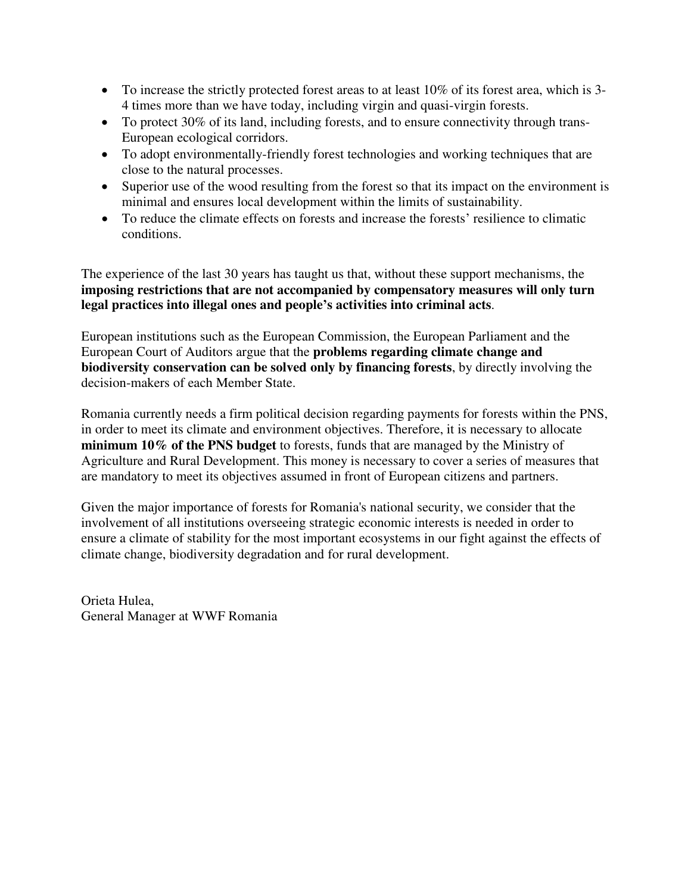- To increase the strictly protected forest areas to at least 10% of its forest area, which is 3-4 times more than we have today, including virgin and quasi-virgin forests.
- To protect 30% of its land, including forests, and to ensure connectivity through trans-European ecological corridors.
- To adopt environmentally-friendly forest technologies and working techniques that are close to the natural processes.
- Superior use of the wood resulting from the forest so that its impact on the environment is minimal and ensures local development within the limits of sustainability.
- To reduce the climate effects on forests and increase the forests' resilience to climatic conditions.

The experience of the last 30 years has taught us that, without these support mechanisms, the **imposing restrictions that are not accompanied by compensatory measures will only turn legal practices into illegal ones and people's activities into criminal acts**.

European institutions such as the European Commission, the European Parliament and the European Court of Auditors argue that the **problems regarding climate change and biodiversity conservation can be solved only by financing forests**, by directly involving the decision-makers of each Member State.

Romania currently needs a firm political decision regarding payments for forests within the PNS, in order to meet its climate and environment objectives. Therefore, it is necessary to allocate **minimum 10% of the PNS budget** to forests, funds that are managed by the Ministry of Agriculture and Rural Development. This money is necessary to cover a series of measures that are mandatory to meet its objectives assumed in front of European citizens and partners.

Given the major importance of forests for Romania's national security, we consider that the involvement of all institutions overseeing strategic economic interests is needed in order to ensure a climate of stability for the most important ecosystems in our fight against the effects of climate change, biodiversity degradation and for rural development.

Orieta Hulea,
General Manager at WWF Romania